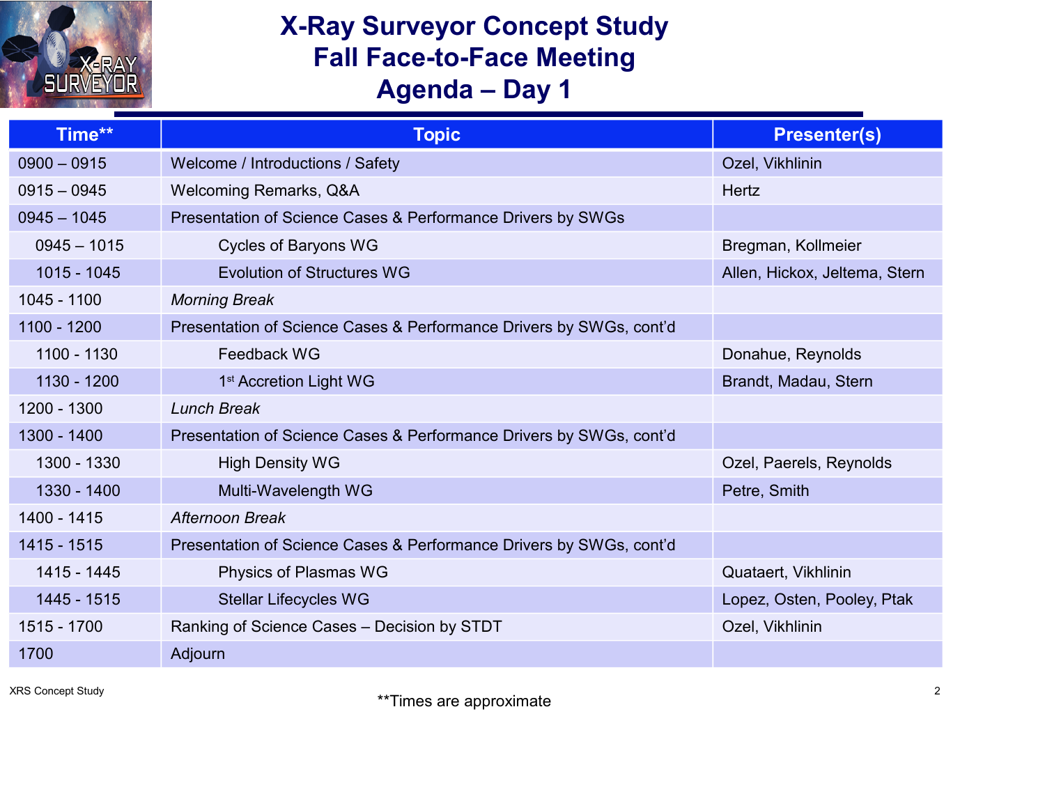# X-Ray Surveyor Concept Study
# Fall Face-to-Face Meeting
# Agenda – Day 1

| Time** | Topic | Presenter(s) |
|---|---|---|
| 0900 – 0915 | Welcome / Introductions / Safety | Ozel, Vikhlinin |
| 0915 – 0945 | Welcoming Remarks, Q&A | Hertz |
| 0945 – 1045 | Presentation of Science Cases & Performance Drivers by SWGs | |
| 0945 – 1015 | Cycles of Baryons WG | Bregman, Kollmeier |
| 1015 - 1045 | Evolution of Structures WG | Allen, Hickox, Jeltema, Stern |
| 1045 - 1100 | *Morning Break* | |
| 1100 - 1200 | Presentation of Science Cases & Performance Drivers by SWGs, cont'd | |
| 1100 - 1130 | Feedback WG | Donahue, Reynolds |
| 1130 - 1200 | 1st Accretion Light WG | Brandt, Madau, Stern |
| 1200 - 1300 | *Lunch Break* | |
| 1300 - 1400 | Presentation of Science Cases & Performance Drivers by SWGs, cont'd | |
| 1300 - 1330 | High Density WG | Ozel, Paerels, Reynolds |
| 1330 - 1400 | Multi-Wavelength WG | Petre, Smith |
| 1400 - 1415 | *Afternoon Break* | |
| 1415 - 1515 | Presentation of Science Cases & Performance Drivers by SWGs, cont'd | |
| 1415 - 1445 | Physics of Plasmas WG | Quataert, Vikhlinin |
| 1445 - 1515 | Stellar Lifecycles WG | Lopez, Osten, Pooley, Ptak |
| 1515 - 1700 | Ranking of Science Cases – Decision by STDT | Ozel, Vikhlinin |
| 1700 | Adjourn | |

**Times are approximate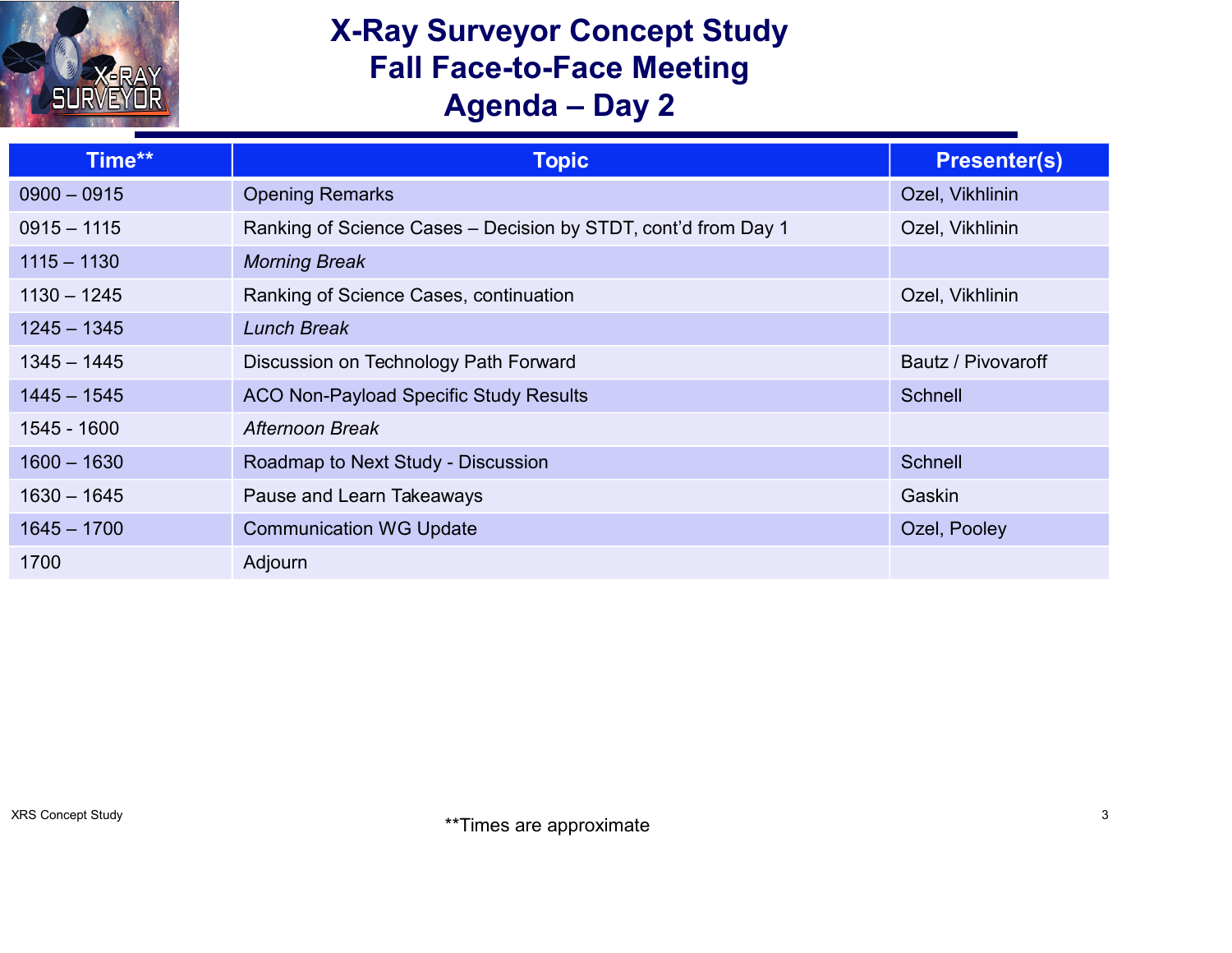# X-Ray Surveyor Concept Study
# Fall Face-to-Face Meeting
# Agenda – Day 2

| Time** | Topic | Presenter(s) |
|---|---|---|
| 0900 – 0915 | Opening Remarks | Ozel, Vikhlinin |
| 0915 – 1115 | Ranking of Science Cases – Decision by STDT, cont'd from Day 1 | Ozel, Vikhlinin |
| 1115 – 1130 | *Morning Break* | |
| 1130 – 1245 | Ranking of Science Cases, continuation | Ozel, Vikhlinin |
| 1245 – 1345 | *Lunch Break* | |
| 1345 – 1445 | Discussion on Technology Path Forward | Bautz / Pivovaroff |
| 1445 – 1545 | ACO Non-Payload Specific Study Results | Schnell |
| 1545 - 1600 | *Afternoon Break* | |
| 1600 – 1630 | Roadmap to Next Study - Discussion | Schnell |
| 1630 – 1645 | Pause and Learn Takeaways | Gaskin |
| 1645 – 1700 | Communication WG Update | Ozel, Pooley |
| 1700 | Adjourn | |

**Times are approximate